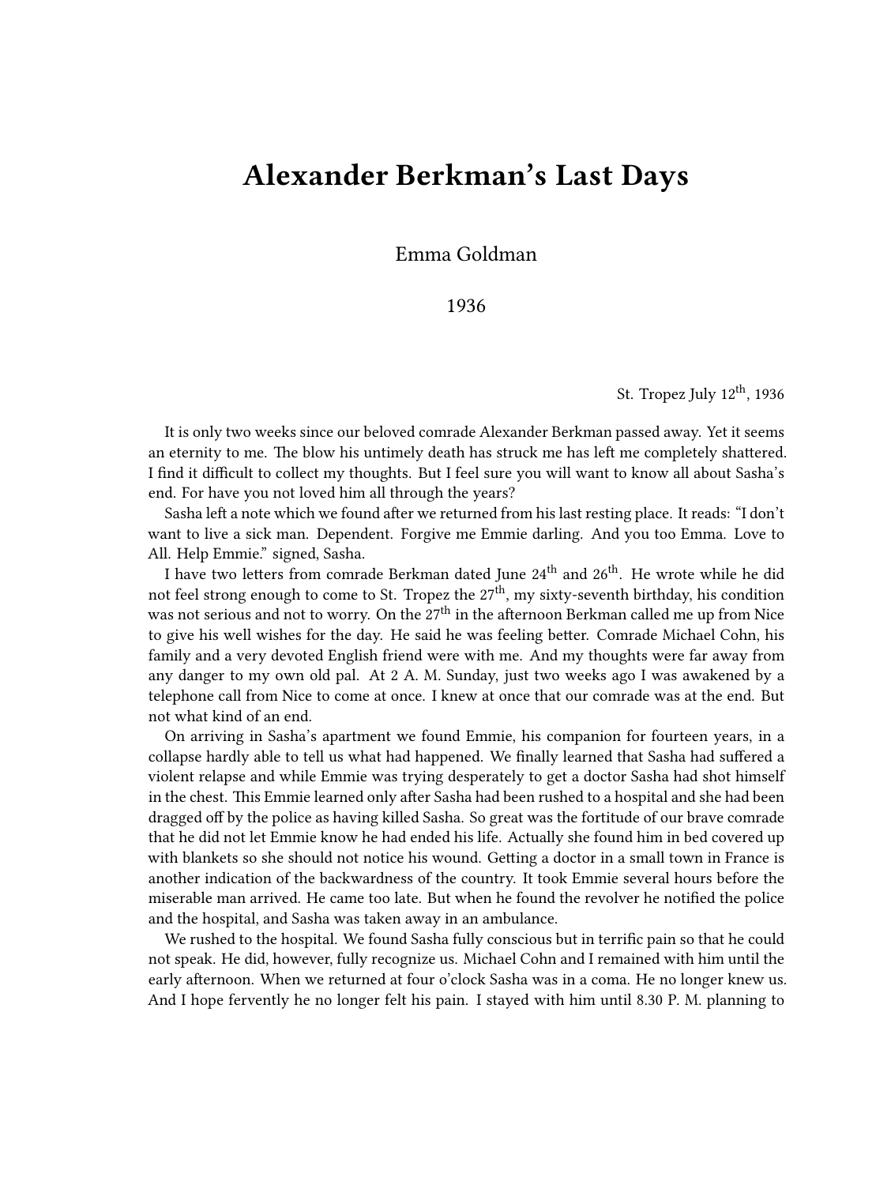# Alexander Berkman's Last Days

Emma Goldman

1936

St. Tropez July 12th, 1936

It is only two weeks since our beloved comrade Alexander Berkman passed away. Yet it seems an eternity to me. The blow his untimely death has struck me has left me completely shattered. I find it difficult to collect my thoughts. But I feel sure you will want to know all about Sasha's end. For have you not loved him all through the years?

Sasha left a note which we found after we returned from his last resting place. It reads: "I don't want to live a sick man. Dependent. Forgive me Emmie darling. And you too Emma. Love to All. Help Emmie." signed, Sasha.

I have two letters from comrade Berkman dated June 24th and 26th. He wrote while he did not feel strong enough to come to St. Tropez the 27th, my sixty-seventh birthday, his condition was not serious and not to worry. On the 27th in the afternoon Berkman called me up from Nice to give his well wishes for the day. He said he was feeling better. Comrade Michael Cohn, his family and a very devoted English friend were with me. And my thoughts were far away from any danger to my own old pal. At 2 A. M. Sunday, just two weeks ago I was awakened by a telephone call from Nice to come at once. I knew at once that our comrade was at the end. But not what kind of an end.

On arriving in Sasha's apartment we found Emmie, his companion for fourteen years, in a collapse hardly able to tell us what had happened. We finally learned that Sasha had suffered a violent relapse and while Emmie was trying desperately to get a doctor Sasha had shot himself in the chest. This Emmie learned only after Sasha had been rushed to a hospital and she had been dragged off by the police as having killed Sasha. So great was the fortitude of our brave comrade that he did not let Emmie know he had ended his life. Actually she found him in bed covered up with blankets so she should not notice his wound. Getting a doctor in a small town in France is another indication of the backwardness of the country. It took Emmie several hours before the miserable man arrived. He came too late. But when he found the revolver he notified the police and the hospital, and Sasha was taken away in an ambulance.

We rushed to the hospital. We found Sasha fully conscious but in terrific pain so that he could not speak. He did, however, fully recognize us. Michael Cohn and I remained with him until the early afternoon. When we returned at four o'clock Sasha was in a coma. He no longer knew us. And I hope fervently he no longer felt his pain. I stayed with him until 8.30 P. M. planning to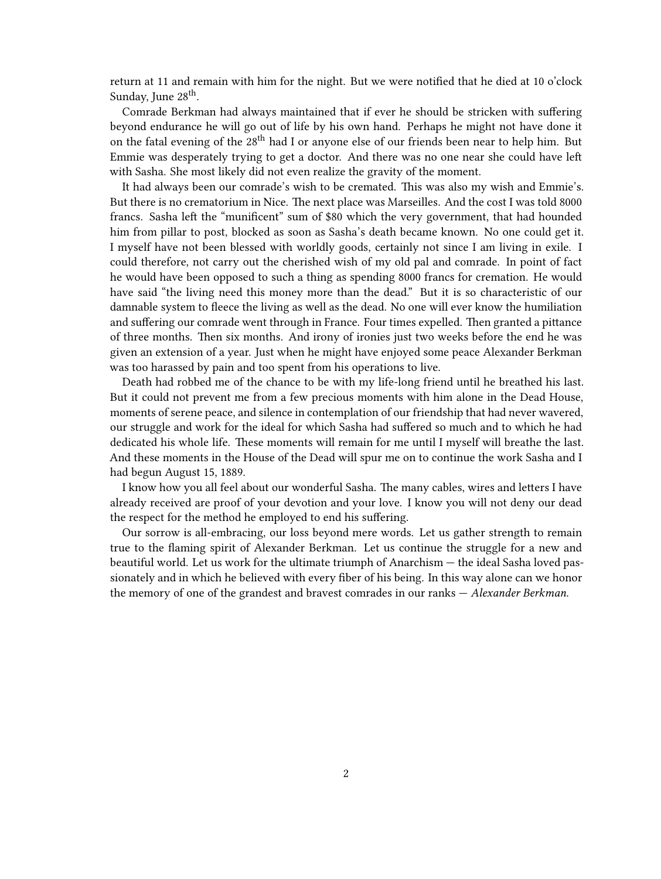return at 11 and remain with him for the night. But we were notified that he died at 10 o'clock Sunday, June 28th.

Comrade Berkman had always maintained that if ever he should be stricken with suffering beyond endurance he will go out of life by his own hand. Perhaps he might not have done it on the fatal evening of the 28th had I or anyone else of our friends been near to help him. But Emmie was desperately trying to get a doctor. And there was no one near she could have left with Sasha. She most likely did not even realize the gravity of the moment.

It had always been our comrade's wish to be cremated. This was also my wish and Emmie's. But there is no crematorium in Nice. The next place was Marseilles. And the cost I was told 8000 francs. Sasha left the "munificent" sum of $80 which the very government, that had hounded him from pillar to post, blocked as soon as Sasha's death became known. No one could get it. I myself have not been blessed with worldly goods, certainly not since I am living in exile. I could therefore, not carry out the cherished wish of my old pal and comrade. In point of fact he would have been opposed to such a thing as spending 8000 francs for cremation. He would have said "the living need this money more than the dead." But it is so characteristic of our damnable system to fleece the living as well as the dead. No one will ever know the humiliation and suffering our comrade went through in France. Four times expelled. Then granted a pittance of three months. Then six months. And irony of ironies just two weeks before the end he was given an extension of a year. Just when he might have enjoyed some peace Alexander Berkman was too harassed by pain and too spent from his operations to live.

Death had robbed me of the chance to be with my life-long friend until he breathed his last. But it could not prevent me from a few precious moments with him alone in the Dead House, moments of serene peace, and silence in contemplation of our friendship that had never wavered, our struggle and work for the ideal for which Sasha had suffered so much and to which he had dedicated his whole life. These moments will remain for me until I myself will breathe the last. And these moments in the House of the Dead will spur me on to continue the work Sasha and I had begun August 15, 1889.

I know how you all feel about our wonderful Sasha. The many cables, wires and letters I have already received are proof of your devotion and your love. I know you will not deny our dead the respect for the method he employed to end his suffering.

Our sorrow is all-embracing, our loss beyond mere words. Let us gather strength to remain true to the flaming spirit of Alexander Berkman. Let us continue the struggle for a new and beautiful world. Let us work for the ultimate triumph of Anarchism — the ideal Sasha loved passionately and in which he believed with every fiber of his being. In this way alone can we honor the memory of one of the grandest and bravest comrades in our ranks — *Alexander Berkman.*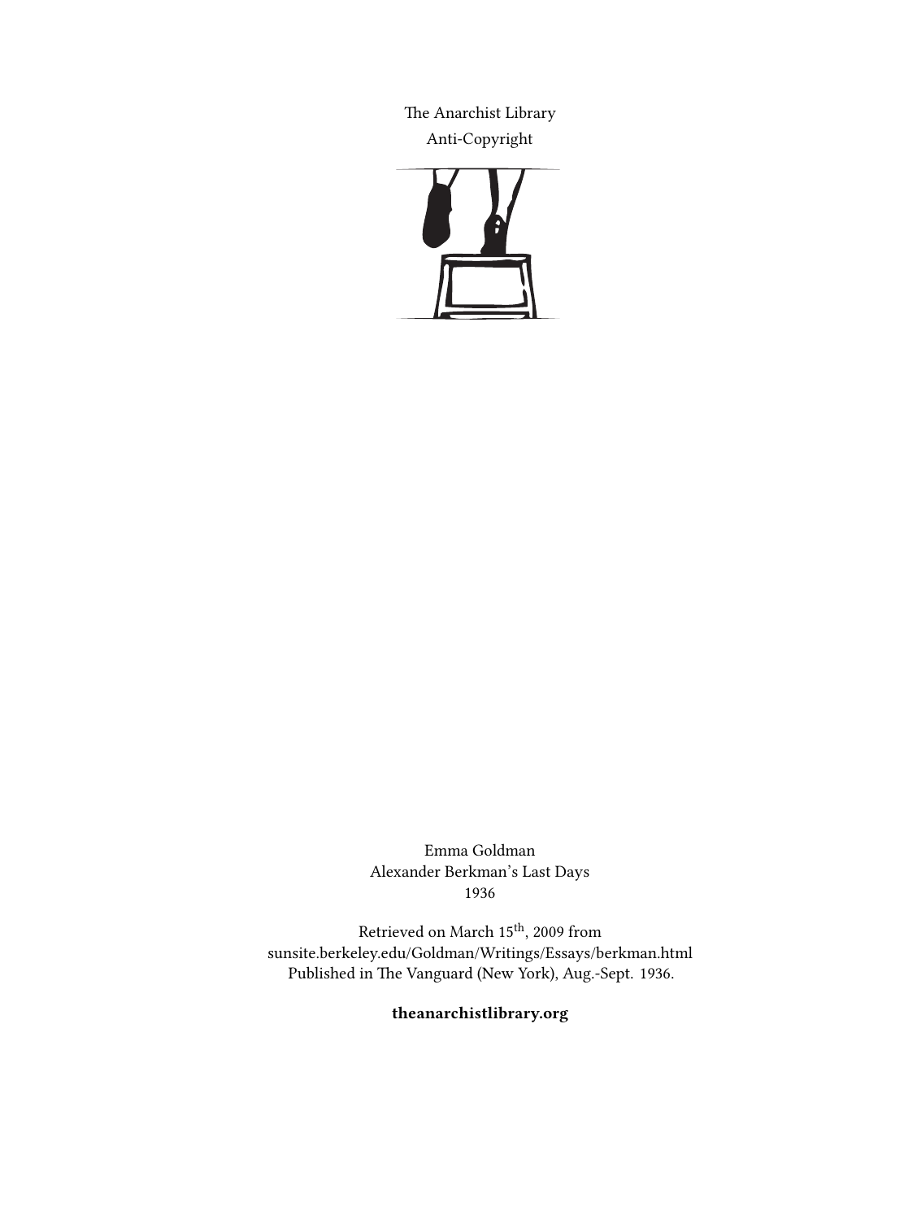The Anarchist Library
Anti-Copyright

Emma Goldman
Alexander Berkman's Last Days
1936

Retrieved on March 15th, 2009 from
sunsite.berkeley.edu/Goldman/Writings/Essays/berkman.html
Published in The Vanguard (New York), Aug.-Sept. 1936.

**theanarchistlibrary.org**